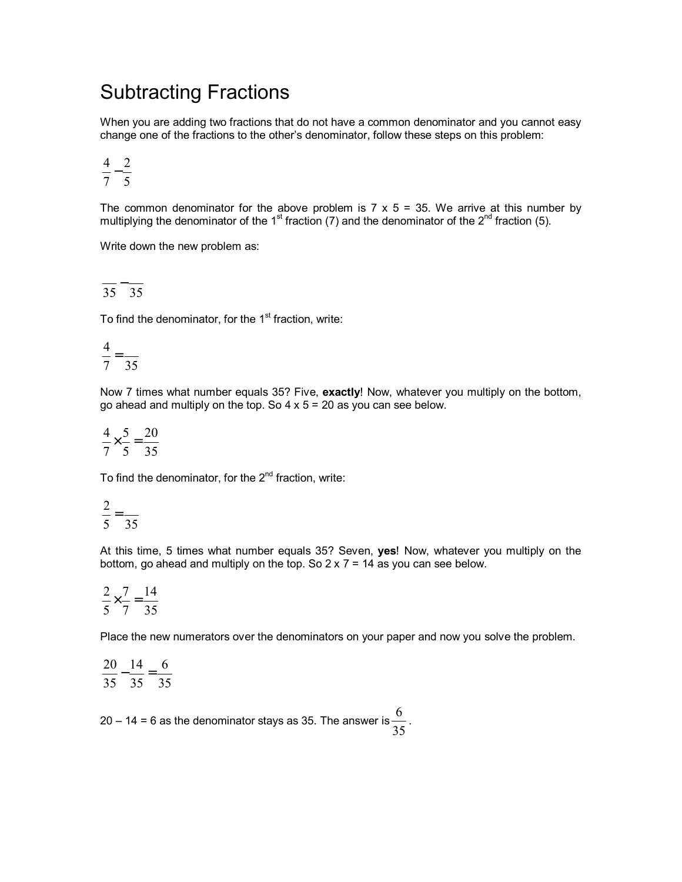# Subtracting Fractions

When you are adding two fractions that do not have a common denominator and you cannot easy change one of the fractions to the other's denominator, follow these steps on this problem:

$$\frac{4}{7} - \frac{2}{5}$$

The common denominator for the above problem is 7 x 5 = 35. We arrive at this number by multiplying the denominator of the 1st fraction (7) and the denominator of the 2nd fraction (5).

Write down the new problem as:

$$\frac{\_\_}{35} - \frac{\_\_}{35}$$

To find the denominator, for the 1st fraction, write:

$$\frac{4}{7} = \frac{\_\_}{35}$$

Now 7 times what number equals 35? Five, **exactly**! Now, whatever you multiply on the bottom, go ahead and multiply on the top. So 4 x 5 = 20 as you can see below.

$$\frac{4}{7} \times \frac{5}{5} = \frac{20}{35}$$

To find the denominator, for the 2nd fraction, write:

$$\frac{2}{5} = \frac{\_\_}{35}$$

At this time, 5 times what number equals 35? Seven, **yes**! Now, whatever you multiply on the bottom, go ahead and multiply on the top. So 2 x 7 = 14 as you can see below.

$$\frac{2}{5} \times \frac{7}{7} = \frac{14}{35}$$

Place the new numerators over the denominators on your paper and now you solve the problem.

$$\frac{20}{35} - \frac{14}{35} = \frac{6}{35}$$

20 – 14 = 6 as the denominator stays as 35. The answer is $\frac{6}{35}$.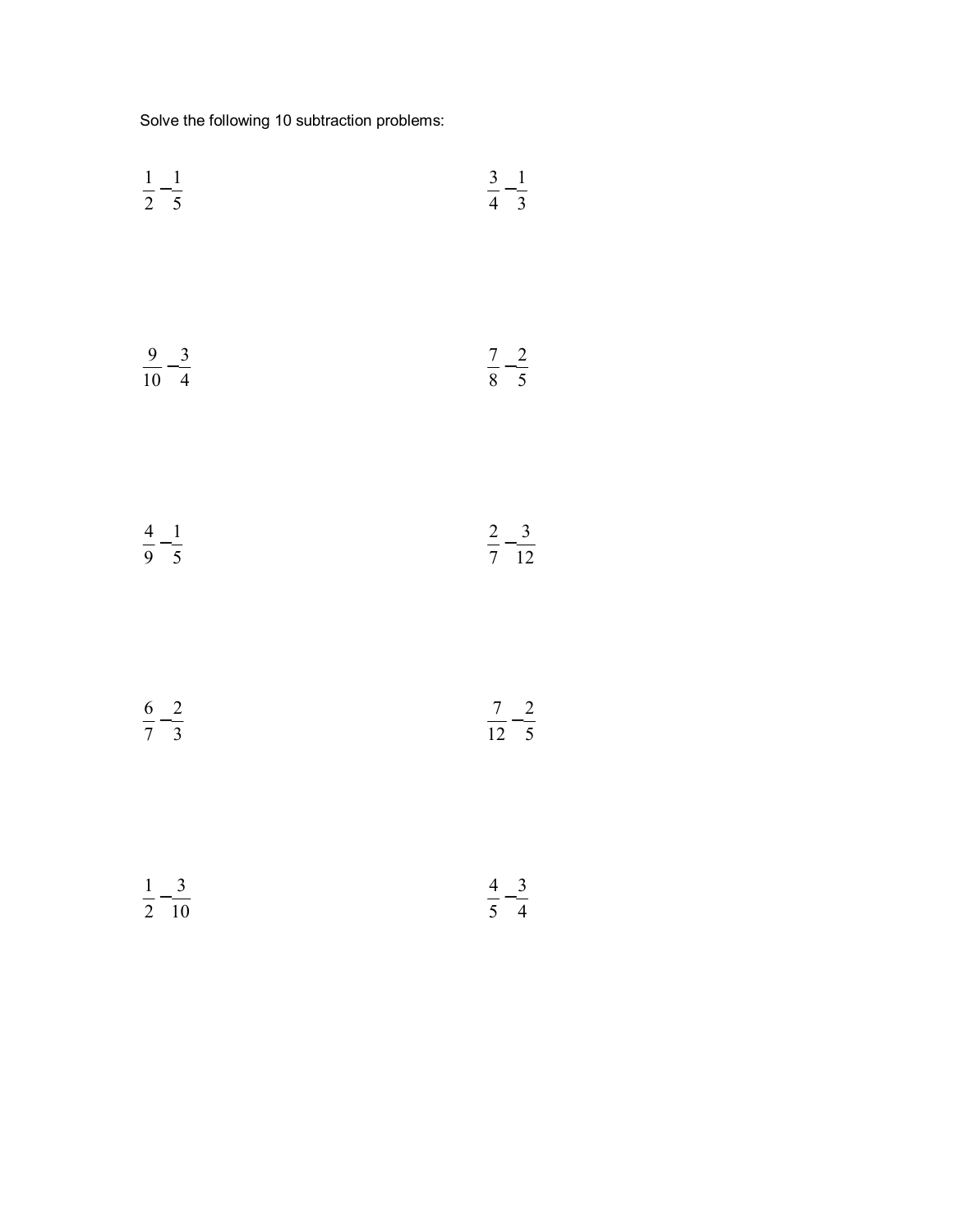Solve the following 10 subtraction problems:

$\frac{1}{2} - \frac{1}{5}$

$\frac{3}{4} - \frac{1}{3}$

$\frac{9}{10} - \frac{3}{4}$

$\frac{7}{8} - \frac{2}{5}$

$\frac{4}{9} - \frac{1}{5}$

$\frac{2}{7} - \frac{3}{12}$

$\frac{6}{7} - \frac{2}{3}$

$\frac{7}{12} - \frac{2}{5}$

$\frac{1}{2} - \frac{3}{10}$

$\frac{4}{5} - \frac{3}{4}$